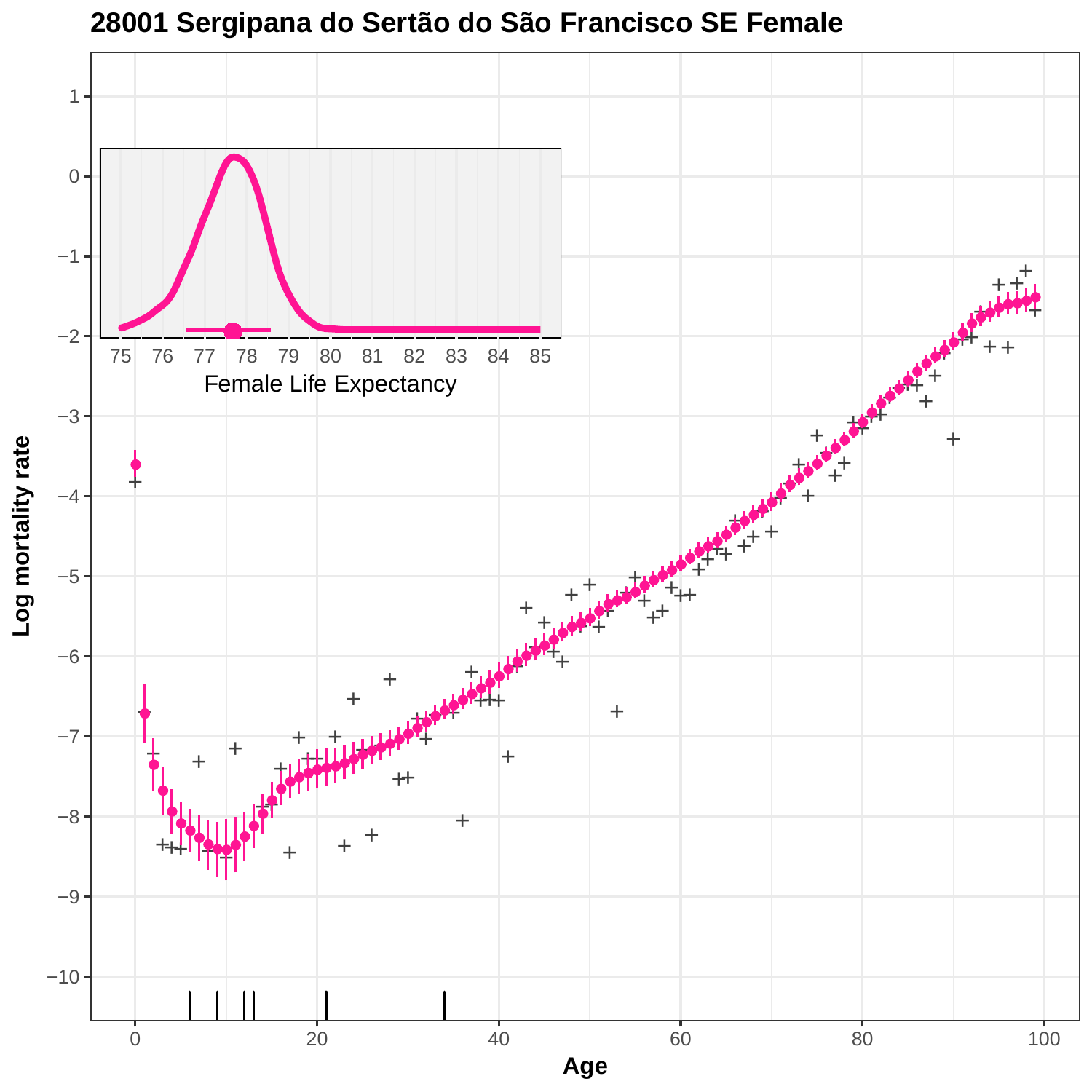# 28001 Sergipana do Sertão do São Francisco SE Female

Log mortality rate

Age

Female Life Expectancy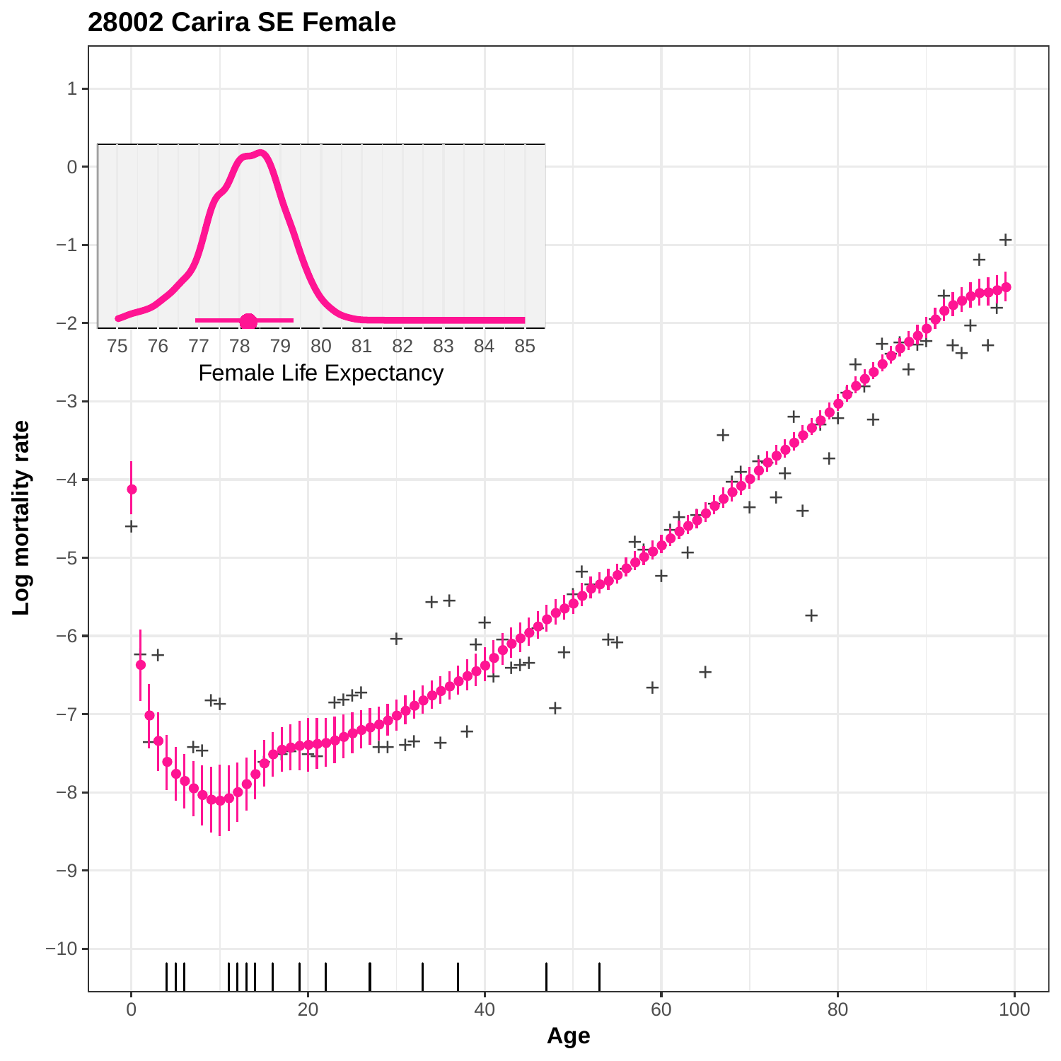**28002 Carira SE Female**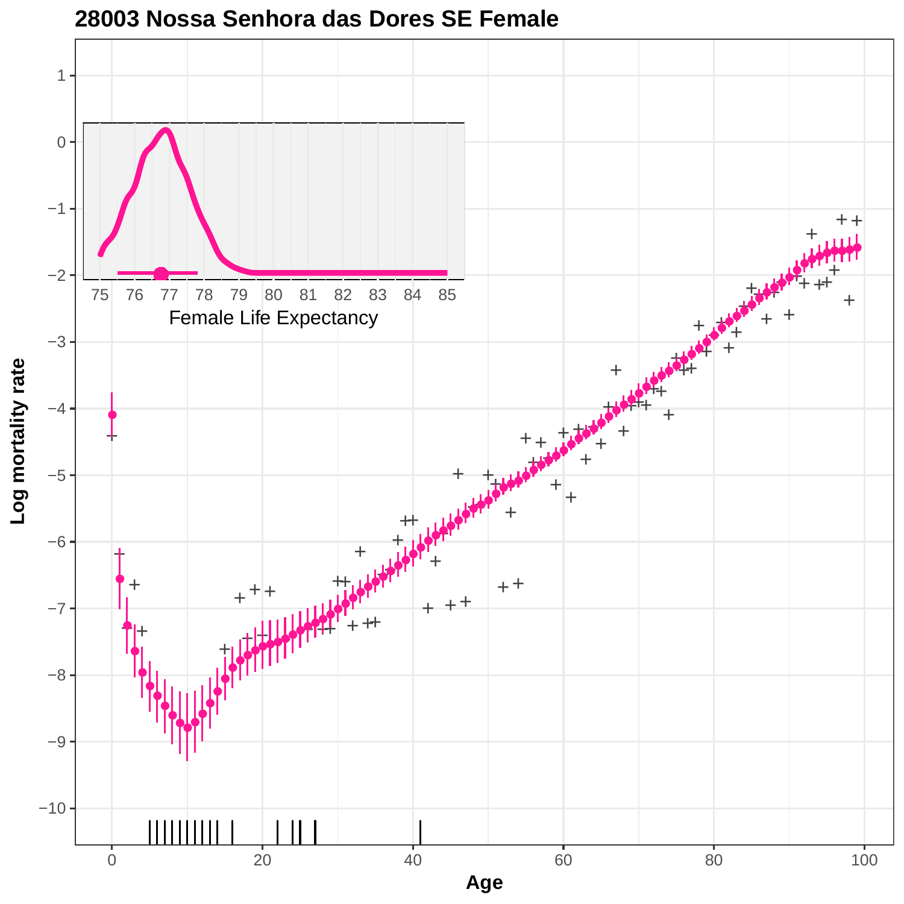# 28003 Nossa Senhora das Dores SE Female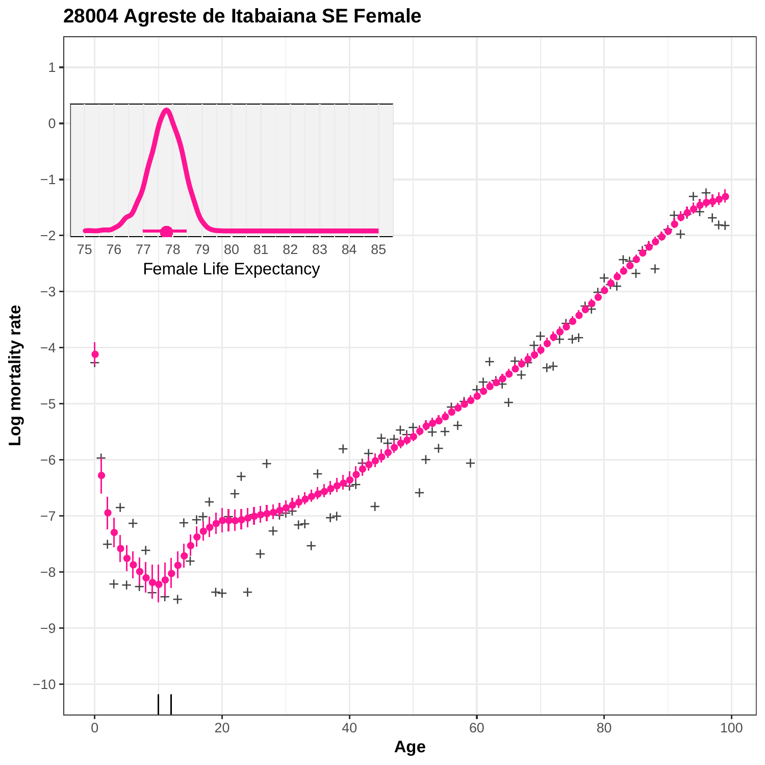# 28004 Agreste de Itabaiana SE Female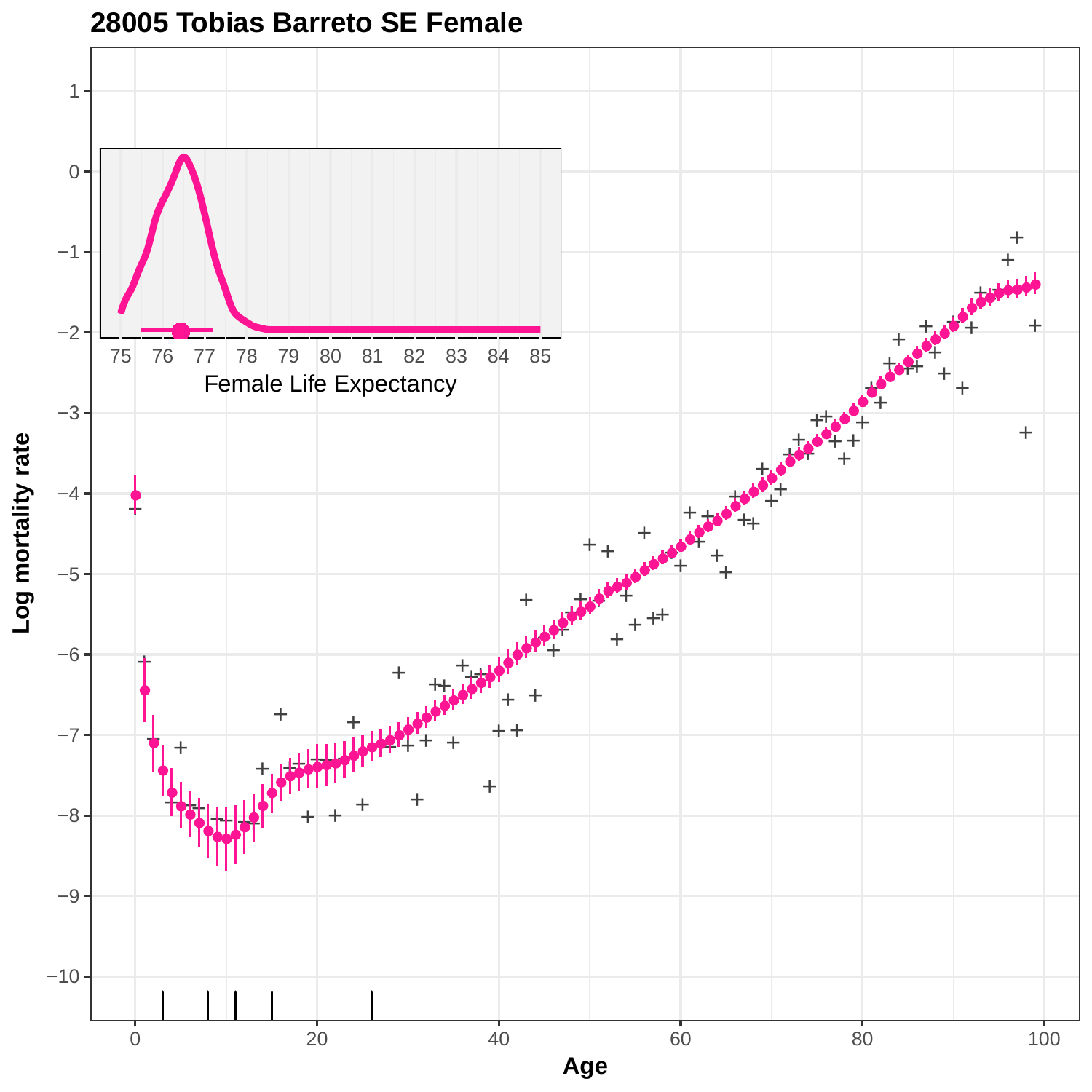# 28005 Tobias Barreto SE Female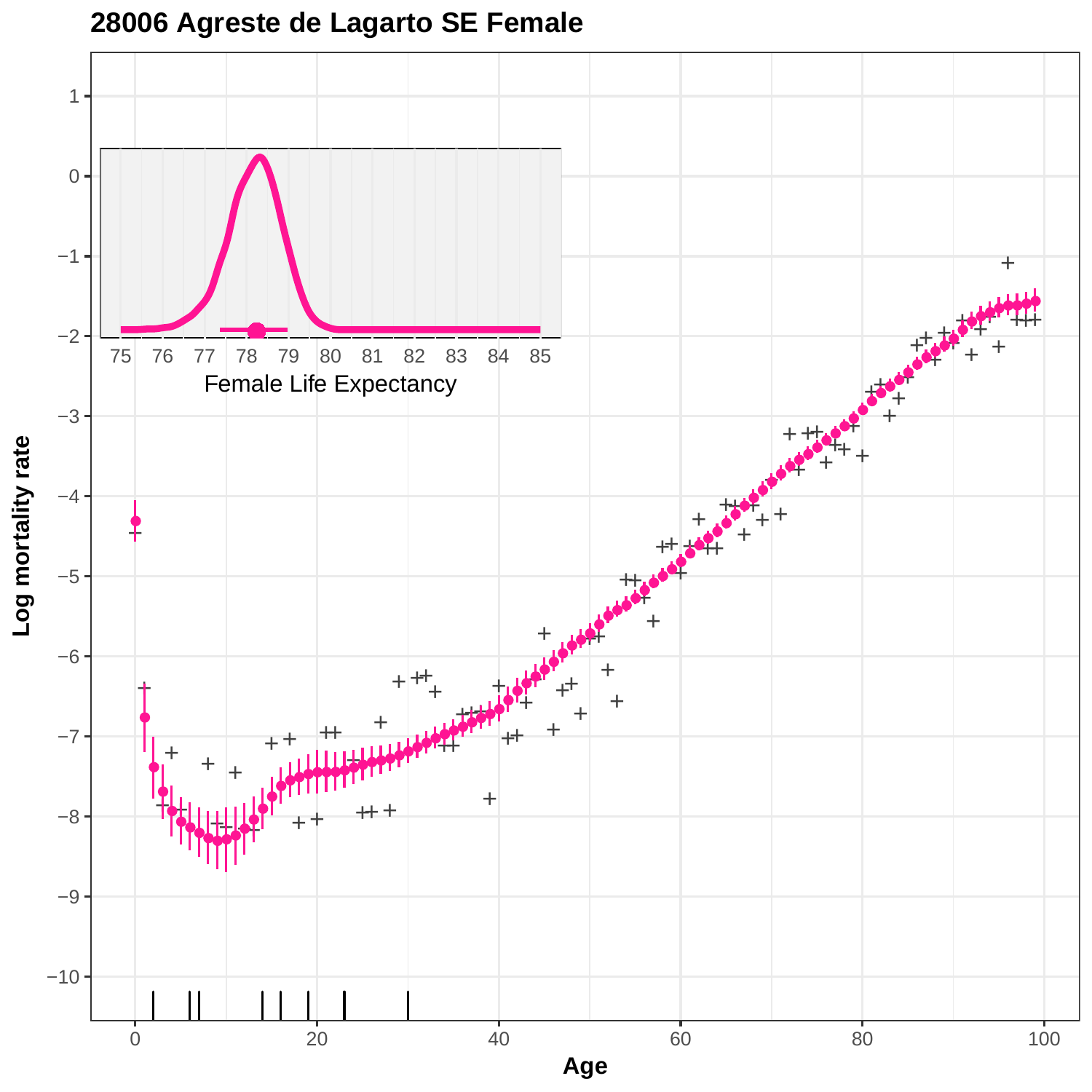## 28006 Agreste de Lagarto SE Female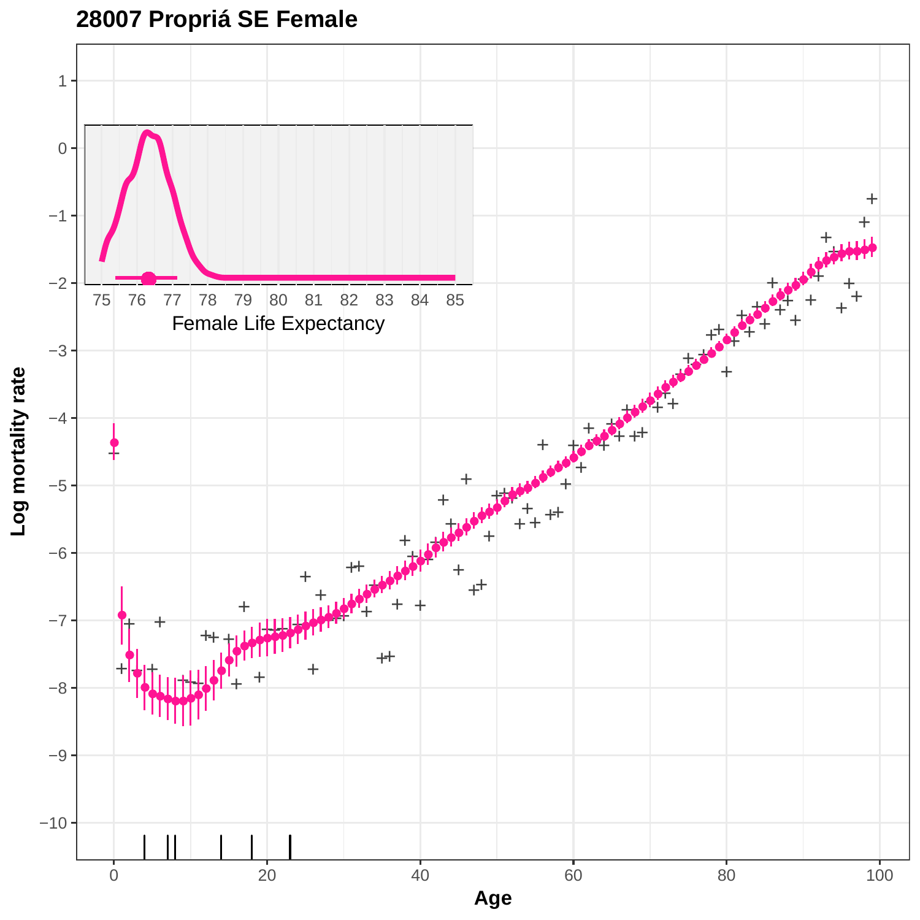# 28007 Propriá SE Female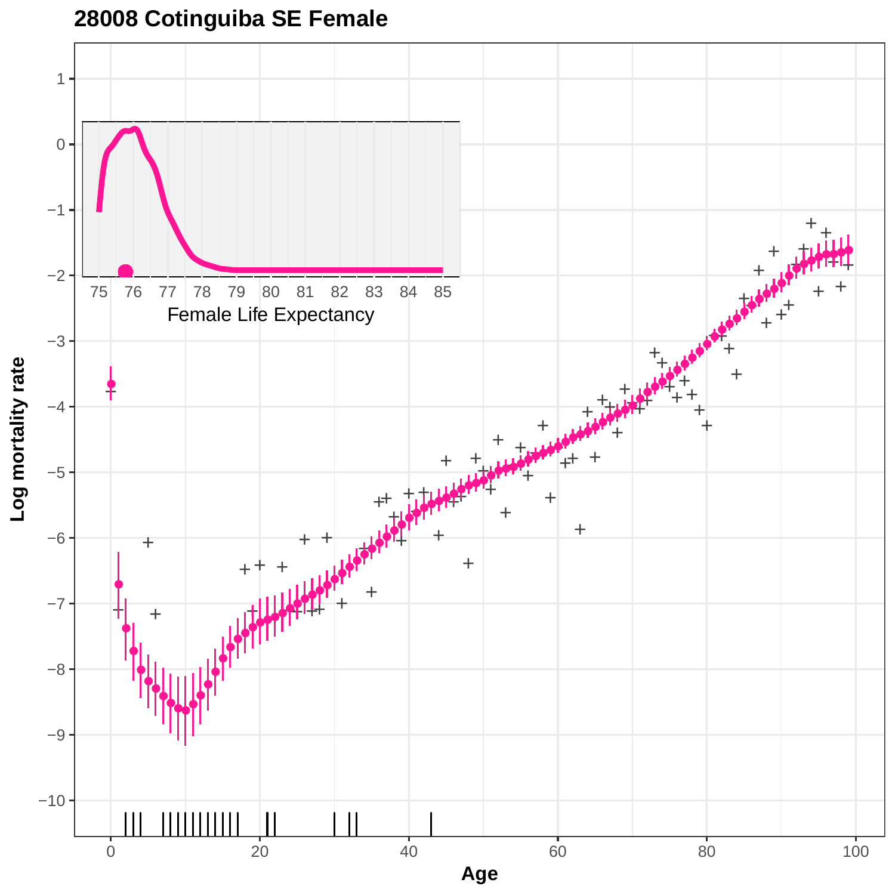# 28008 Cotinguiba SE Female

Female Life Expectancy

Log mortality rate

Age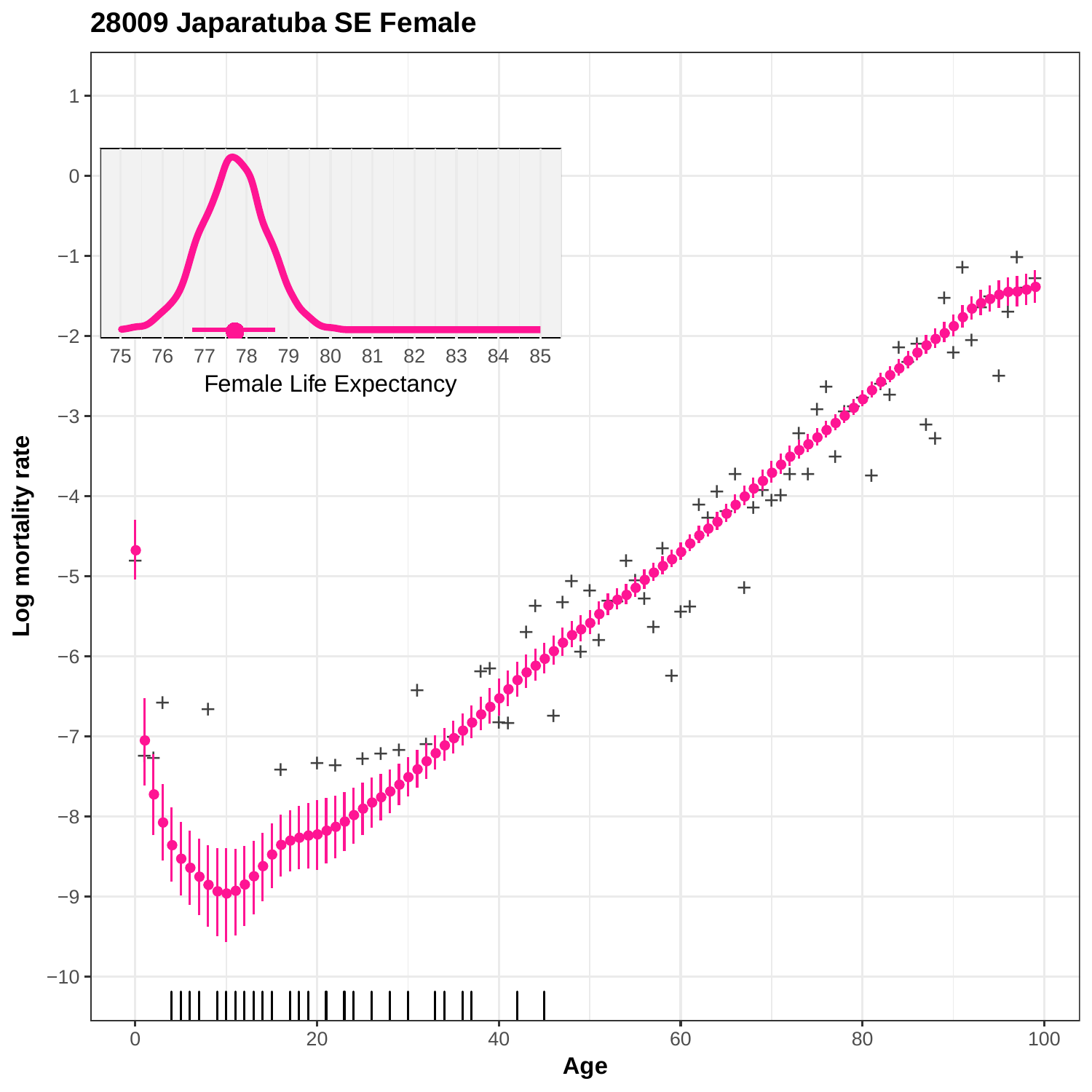## 28009 Japaratuba SE Female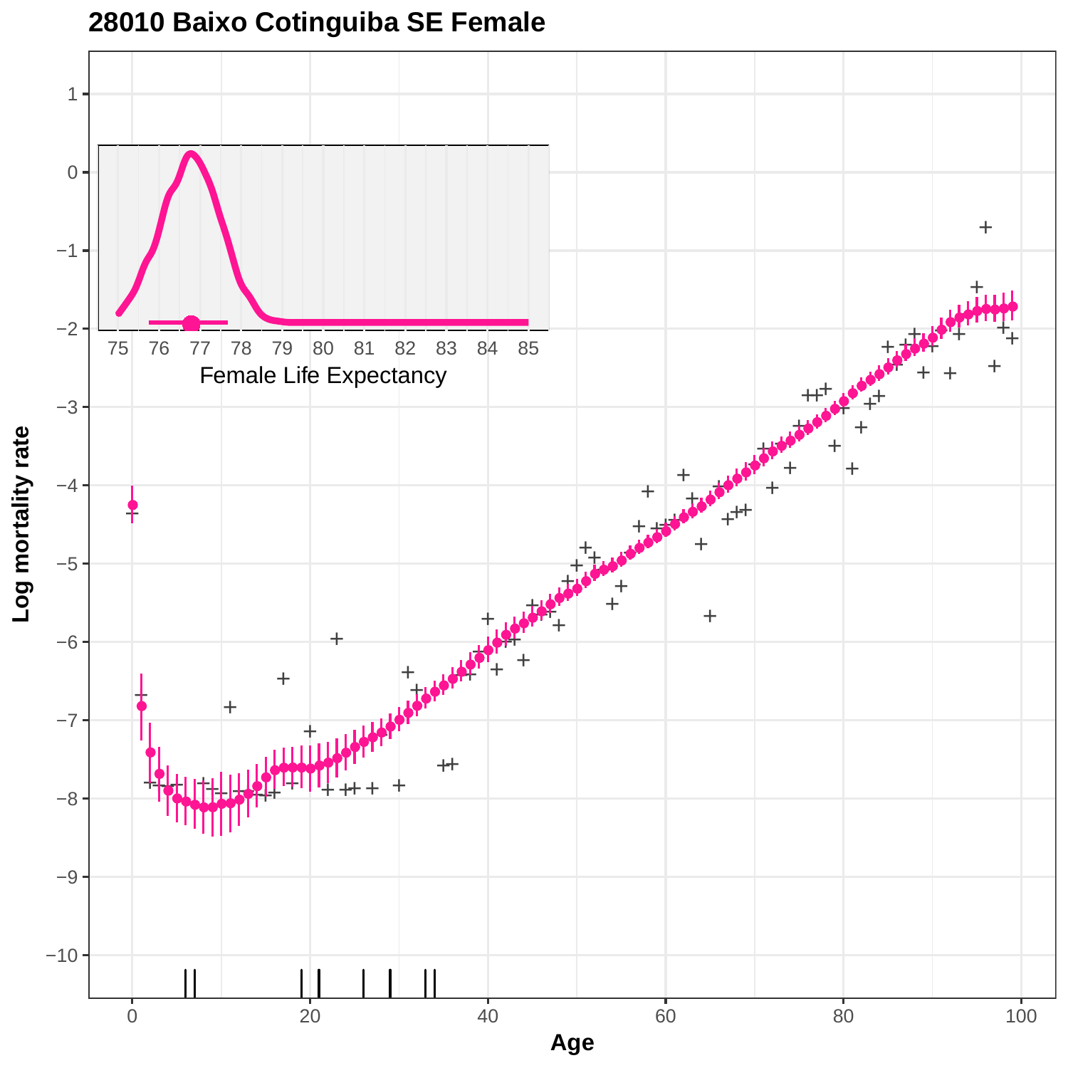# 28010 Baixo Cotinguiba SE Female

Log mortality rate

Age

Female Life Expectancy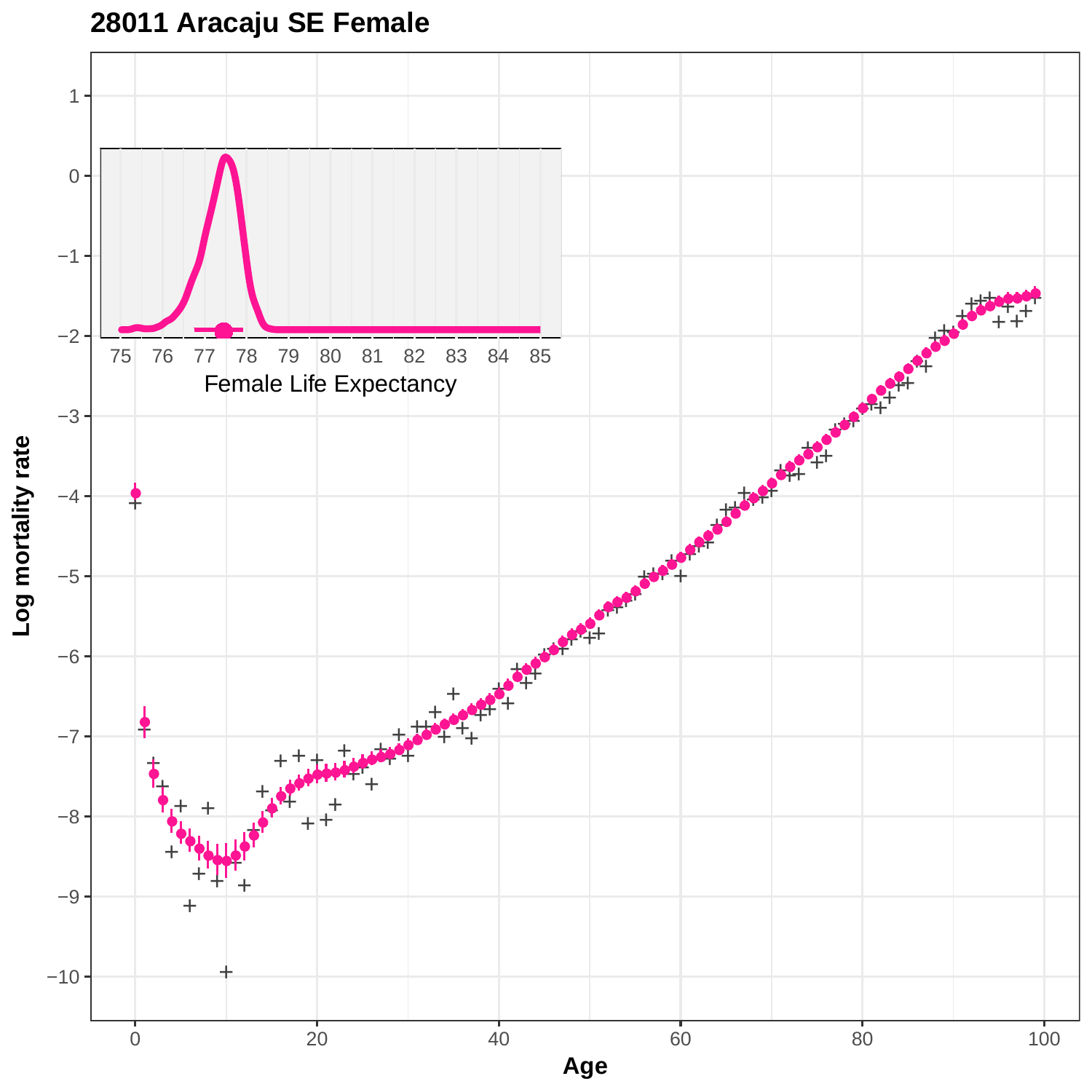# 28011 Aracaju SE Female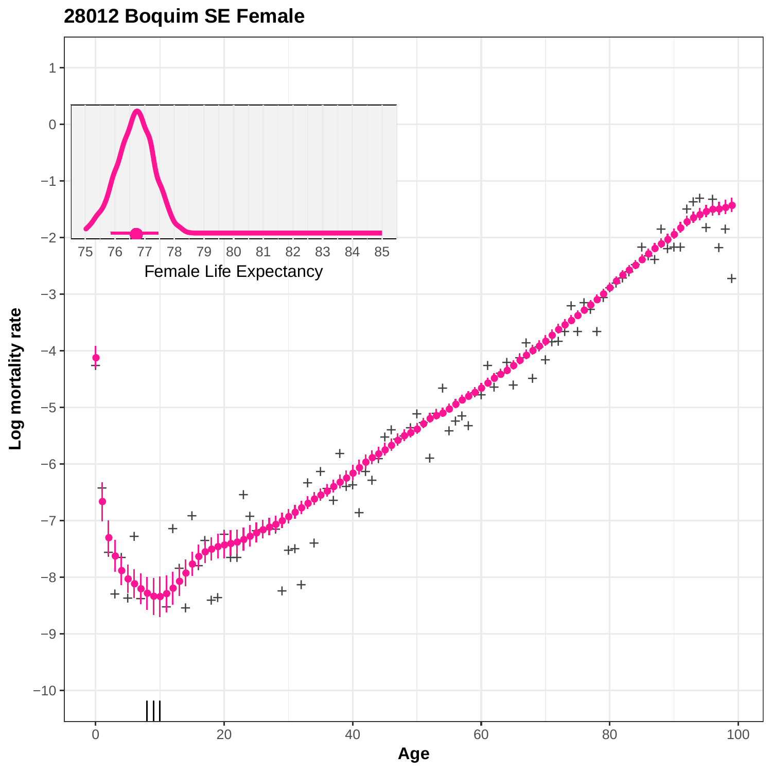# 28012 Boquim SE Female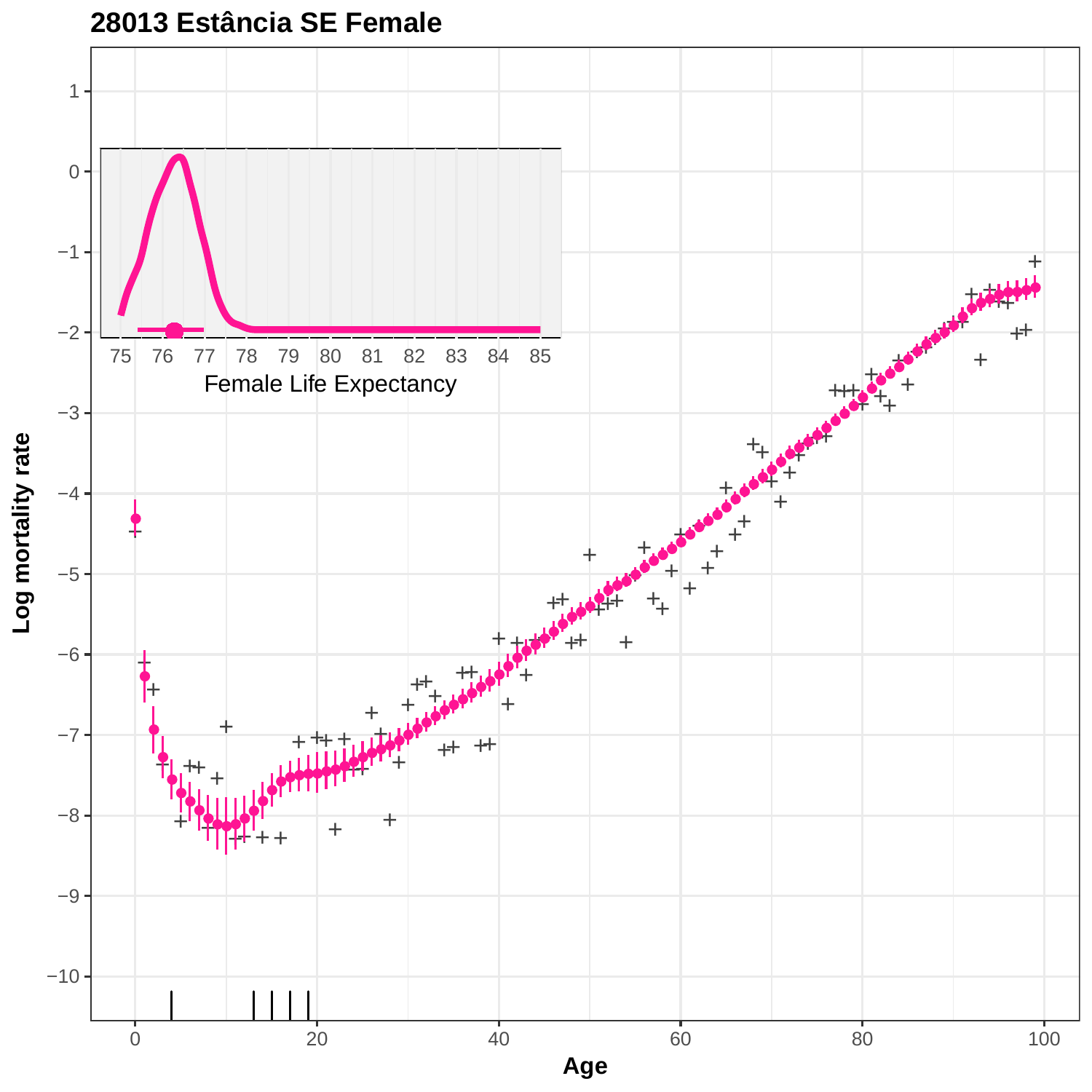**28013 Estância SE Female**

Log mortality rate

Age

0
20
40
60
80
100

1
0
−1
−2
−3
−4
−5
−6
−7
−8
−9
−10

Female Life Expectancy

75
76
77
78
79
80
81
82
83
84
85